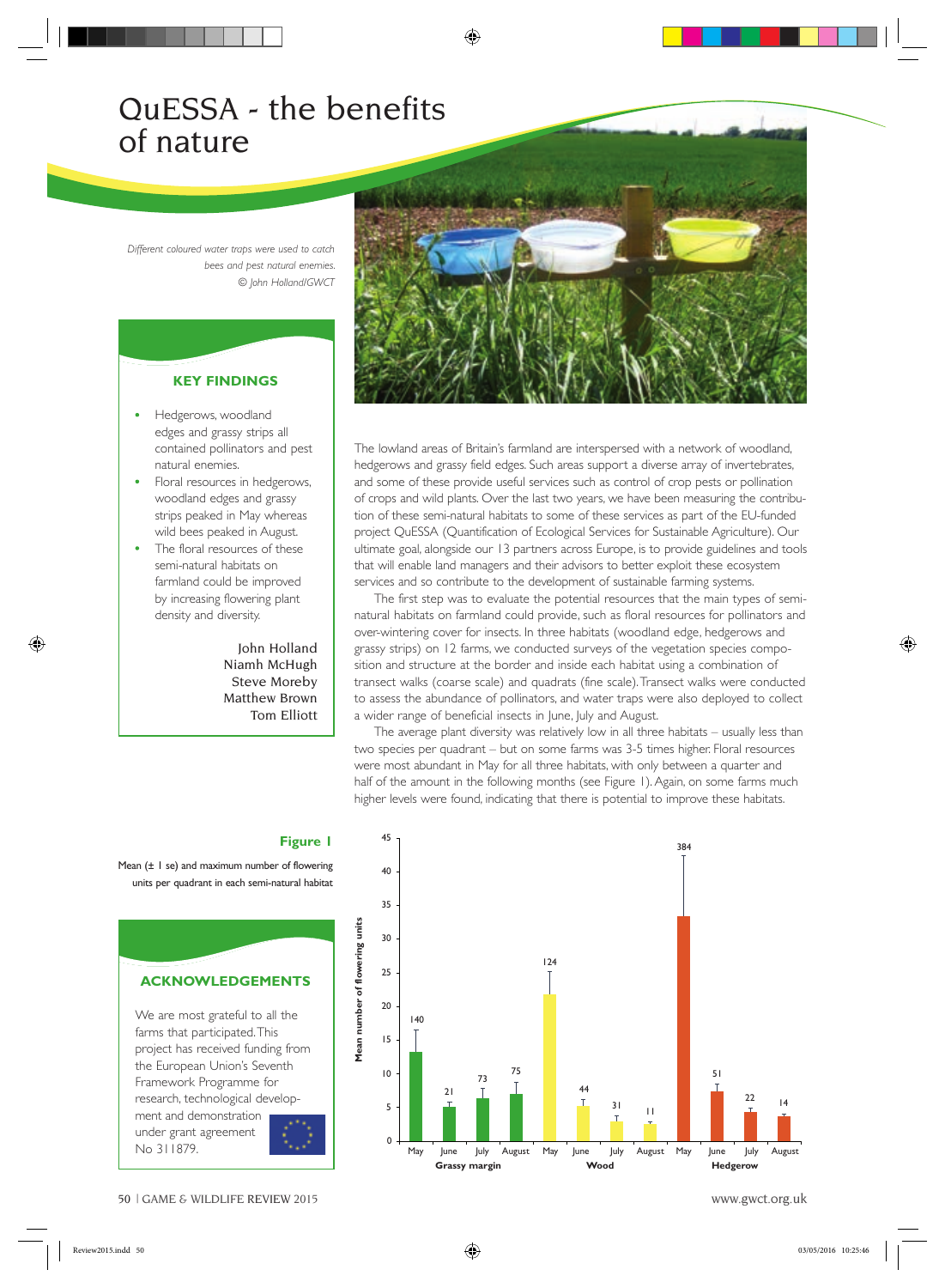# QuESSA - the benefits of nature

*Different coloured water traps were used to catch bees and pest natural enemies. © John Holland/GWCT*

## KEY FINDINGS

- Hedgerows, woodland edges and grassy strips all contained pollinators and pest natural enemies.
- Floral resources in hedgerows, woodland edges and grassy strips peaked in May whereas wild bees peaked in August.
- The floral resources of these semi-natural habitats on farmland could be improved by increasing flowering plant density and diversity.

John Holland
Niamh McHugh
Steve Moreby
Matthew Brown
Tom Elliott

The lowland areas of Britain's farmland are interspersed with a network of woodland, hedgerows and grassy field edges. Such areas support a diverse array of invertebrates, and some of these provide useful services such as control of crop pests or pollination of crops and wild plants. Over the last two years, we have been measuring the contribution of these semi-natural habitats to some of these services as part of the EU-funded project QuESSA (Quantification of Ecological Services for Sustainable Agriculture). Our ultimate goal, alongside our 13 partners across Europe, is to provide guidelines and tools that will enable land managers and their advisors to better exploit these ecosystem services and so contribute to the development of sustainable farming systems.

The first step was to evaluate the potential resources that the main types of semi-natural habitats on farmland could provide, such as floral resources for pollinators and over-wintering cover for insects. In three habitats (woodland edge, hedgerows and grassy strips) on 12 farms, we conducted surveys of the vegetation species composition and structure at the border and inside each habitat using a combination of transect walks (coarse scale) and quadrats (fine scale). Transect walks were conducted to assess the abundance of pollinators, and water traps were also deployed to collect a wider range of beneficial insects in June, July and August.

The average plant diversity was relatively low in all three habitats – usually less than two species per quadrant – but on some farms was 3-5 times higher. Floral resources were most abundant in May for all three habitats, with only between a quarter and half of the amount in the following months (see Figure 1). Again, on some farms much higher levels were found, indicating that there is potential to improve these habitats.

**Figure 1**

Mean (± 1 se) and maximum number of flowering units per quadrant in each semi-natural habitat

| Habitat | Month | Mean (approx.) | Maximum |
|---|---|---|---|
| Grassy margin | May | 13 | 140 |
| Grassy margin | June | 5 | 21 |
| Grassy margin | July | 6 | 73 |
| Grassy margin | August | 7 | 75 |
| Wood | May | 22 | 124 |
| Wood | June | 5 | 44 |
| Wood | July | 3 | 31 |
| Wood | August | 2.5 | 11 |
| Hedgerow | May | 33 | 384 |
| Hedgerow | June | 7 | 51 |
| Hedgerow | July | 4 | 22 |
| Hedgerow | August | 3.5 | 14 |

## ACKNOWLEDGEMENTS

We are most grateful to all the farms that participated. This project has received funding from the European Union's Seventh Framework Programme for research, technological development and demonstration under grant agreement No 311879.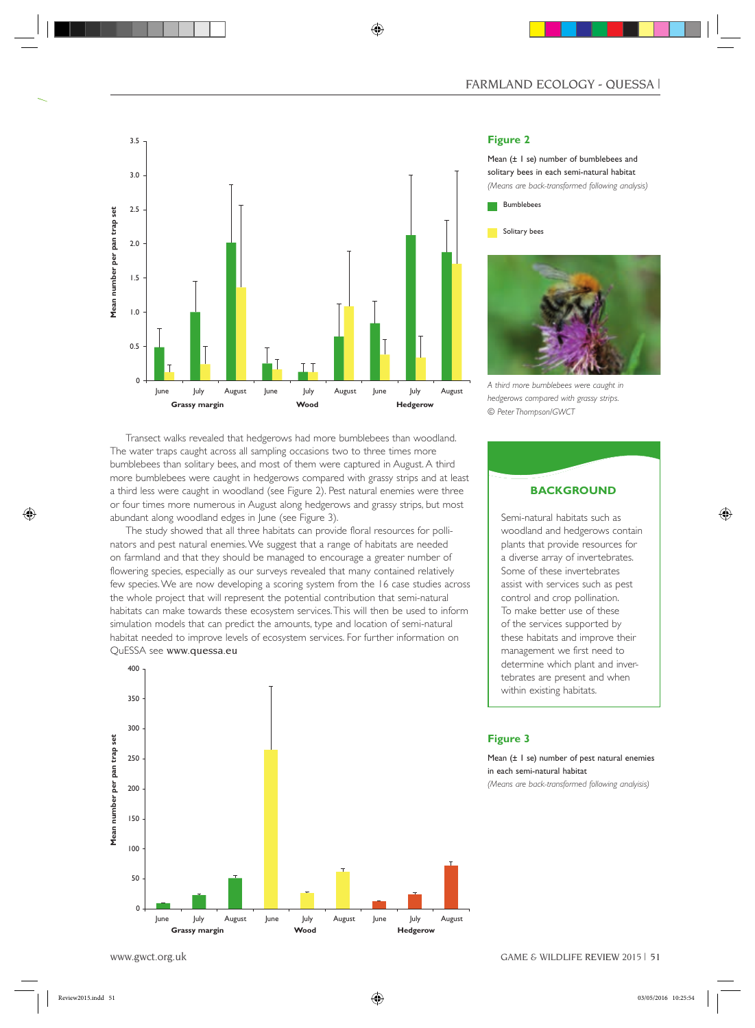Mean number per pan trap set
3.5
3.0
2.5
2.0
1.5
1.0
0.5
0
June July August June July August June July August
Grassy margin Wood Hedgerow

**Figure 2**

Mean (± 1 se) number of bumblebees and solitary bees in each semi-natural habitat
*(Means are back-transformed following analysis)*

Bumblebees

Solitary bees

*A third more bumblebees were caught in hedgerows compared with grassy strips. © Peter Thompson/GWCT*

Transect walks revealed that hedgerows had more bumblebees than woodland. The water traps caught across all sampling occasions two to three times more bumblebees than solitary bees, and most of them were captured in August. A third more bumblebees were caught in hedgerows compared with grassy strips and at least a third less were caught in woodland (see Figure 2). Pest natural enemies were three or four times more numerous in August along hedgerows and grassy strips, but most abundant along woodland edges in June (see Figure 3).

The study showed that all three habitats can provide floral resources for pollinators and pest natural enemies. We suggest that a range of habitats are needed on farmland and that they should be managed to encourage a greater number of flowering species, especially as our surveys revealed that many contained relatively few species. We are now developing a scoring system from the 16 case studies across the whole project that will represent the potential contribution that semi-natural habitats can make towards these ecosystem services. This will then be used to inform simulation models that can predict the amounts, type and location of semi-natural habitat needed to improve levels of ecosystem services. For further information on QuESSA see www.quessa.eu

## BACKGROUND

Semi-natural habitats such as woodland and hedgerows contain plants that provide resources for a diverse array of invertebrates. Some of these invertebrates assist with services such as pest control and crop pollination. To make better use of these of the services supported by these habitats and improve their management we first need to determine which plant and invertebrates are present and when within existing habitats.

Mean number per pan trap set
400
350
300
250
200
150
100
50
0
June July August June July August June July August
Grassy margin Wood Hedgerow

**Figure 3**

Mean (± 1 se) number of pest natural enemies in each semi-natural habitat
*(Means are back-transformed following anlayisis)*